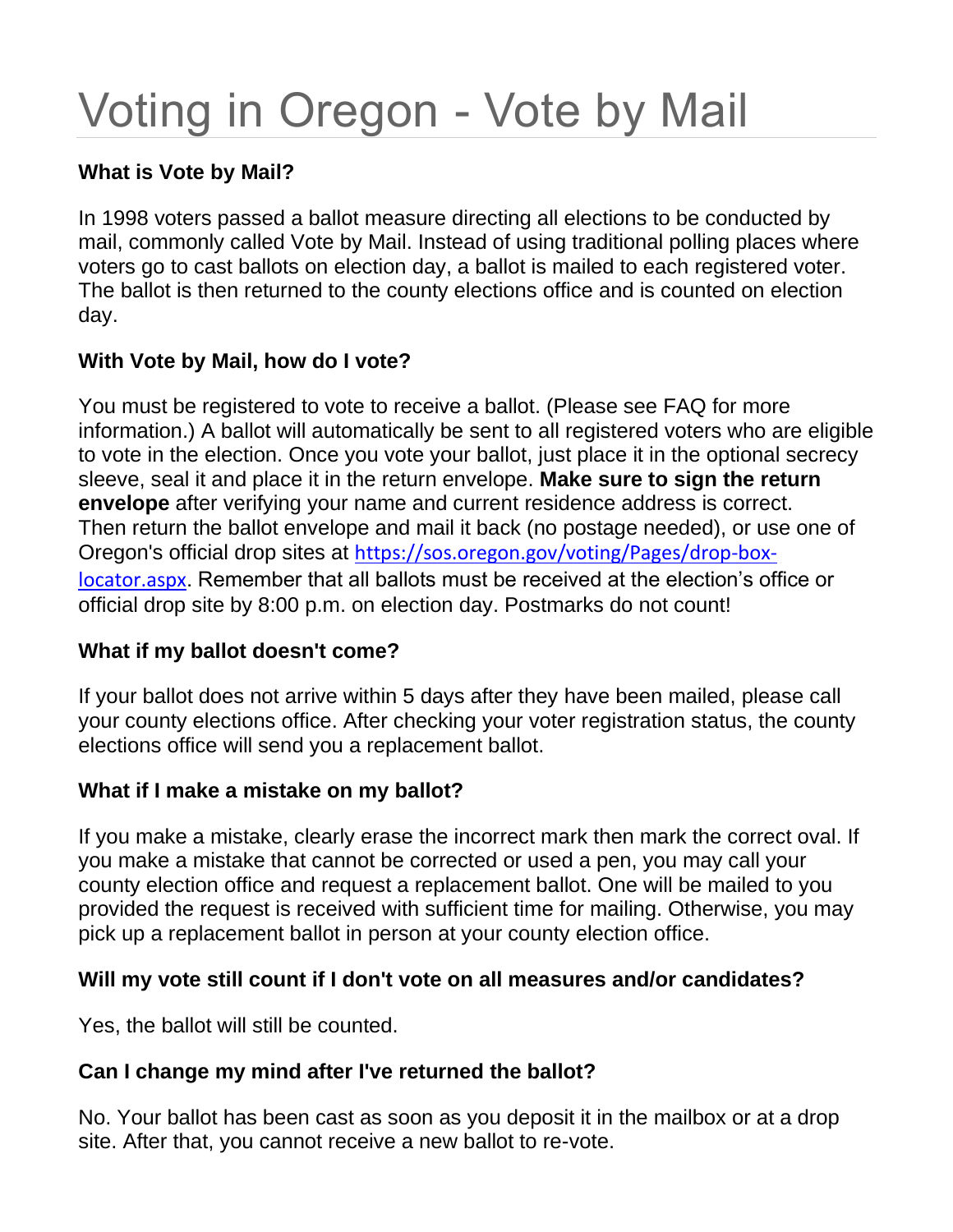# Voting in Oregon - Vote by Mail

**What is Vote by Mail?**

In 1998 voters passed a ballot measure directing all elections to be conducted by mail, commonly called Vote by Mail. Instead of using traditional polling places where voters go to cast ballots on election day, a ballot is mailed to each registered voter. The ballot is then returned to the county elections office and is counted on election day.

**With Vote by Mail, how do I vote?**

You must be registered to vote to receive a ballot. (Please see FAQ for more information.) A ballot will automatically be sent to all registered voters who are eligible to vote in the election. Once you vote your ballot, just place it in the optional secrecy sleeve, seal it and place it in the return envelope. **Make sure to sign the return envelope** after verifying your name and current residence address is correct. Then return the ballot envelope and mail it back (no postage needed), or use one of Oregon's official drop sites at [https://sos.oregon.gov/voting/Pages/drop-box-locator.aspx](https://sos.oregon.gov/voting/Pages/drop-box-locator.aspx). Remember that all ballots must be received at the election's office or official drop site by 8:00 p.m. on election day. Postmarks do not count!

**What if my ballot doesn't come?**

If your ballot does not arrive within 5 days after they have been mailed, please call your county elections office. After checking your voter registration status, the county elections office will send you a replacement ballot.

**What if I make a mistake on my ballot?**

If you make a mistake, clearly erase the incorrect mark then mark the correct oval. If you make a mistake that cannot be corrected or used a pen, you may call your county election office and request a replacement ballot. One will be mailed to you provided the request is received with sufficient time for mailing. Otherwise, you may pick up a replacement ballot in person at your county election office.

**Will my vote still count if I don't vote on all measures and/or candidates?**

Yes, the ballot will still be counted.

**Can I change my mind after I've returned the ballot?**

No. Your ballot has been cast as soon as you deposit it in the mailbox or at a drop site. After that, you cannot receive a new ballot to re-vote.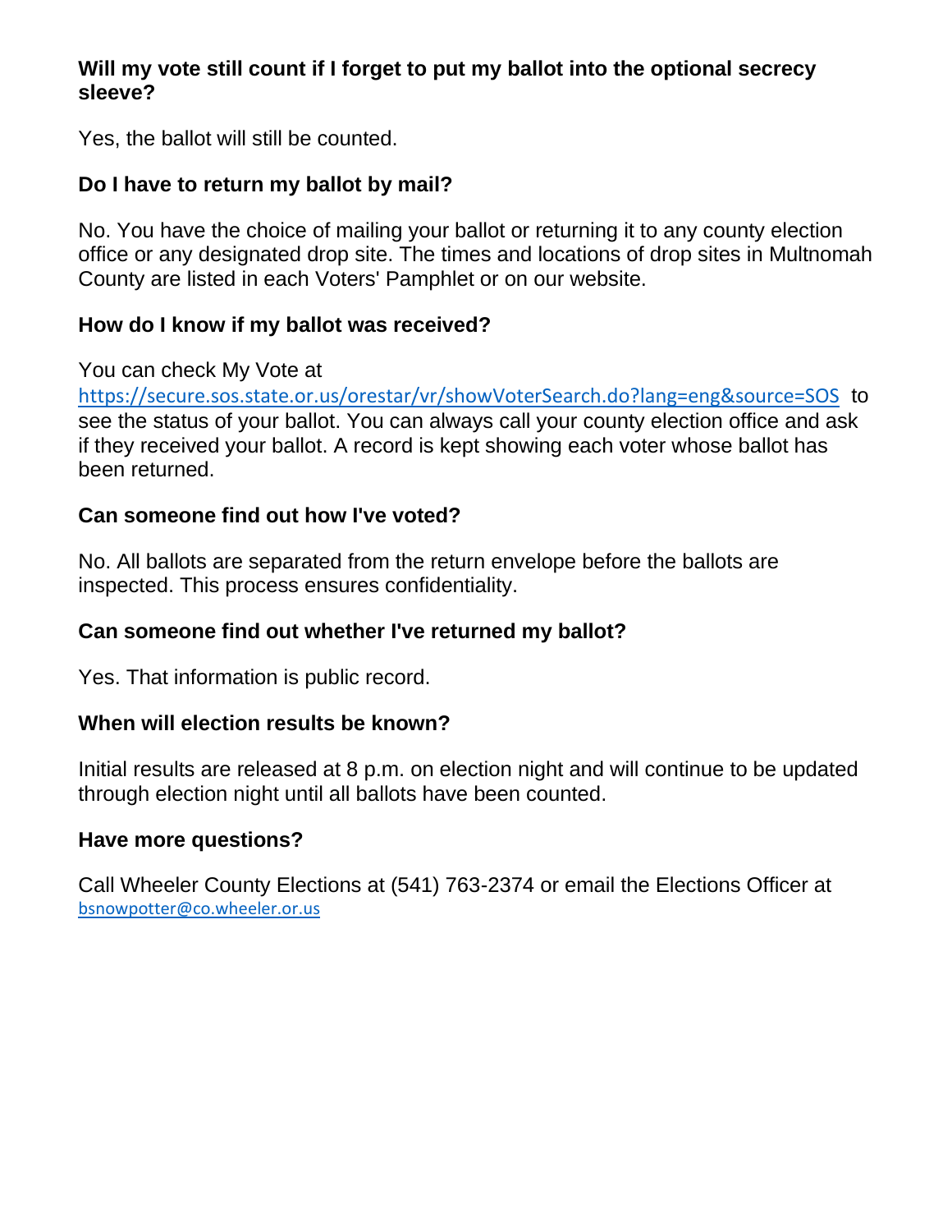**Will my vote still count if I forget to put my ballot into the optional secrecy sleeve?**

Yes, the ballot will still be counted.

**Do I have to return my ballot by mail?**

No. You have the choice of mailing your ballot or returning it to any county election office or any designated drop site. The times and locations of drop sites in Multnomah County are listed in each Voters' Pamphlet or on our website.

**How do I know if my ballot was received?**

You can check My Vote at https://secure.sos.state.or.us/orestar/vr/showVoterSearch.do?lang=eng&source=SOS to see the status of your ballot. You can always call your county election office and ask if they received your ballot. A record is kept showing each voter whose ballot has been returned.

**Can someone find out how I've voted?**

No. All ballots are separated from the return envelope before the ballots are inspected. This process ensures confidentiality.

**Can someone find out whether I've returned my ballot?**

Yes. That information is public record.

**When will election results be known?**

Initial results are released at 8 p.m. on election night and will continue to be updated through election night until all ballots have been counted.

**Have more questions?**

Call Wheeler County Elections at (541) 763-2374 or email the Elections Officer at bsnowpotter@co.wheeler.or.us